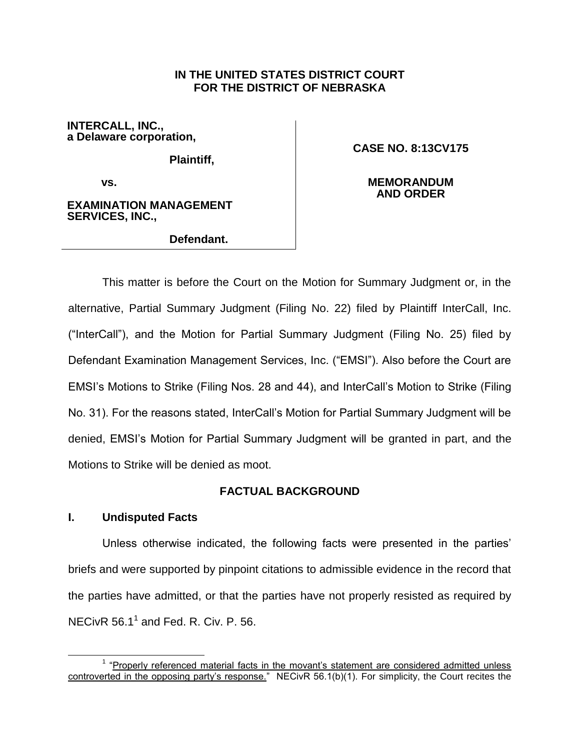**IN THE UNITED STATES DISTRICT COURT**
**FOR THE DISTRICT OF NEBRASKA**

| | |
|---|---|
| **INTERCALL, INC., a Delaware corporation,** | **CASE NO. 8:13CV175** |
| **Plaintiff,** | |
| **vs.** | **MEMORANDUM AND ORDER** |
| **EXAMINATION MANAGEMENT SERVICES, INC.,** | |
| **Defendant.** | |

This matter is before the Court on the Motion for Summary Judgment or, in the alternative, Partial Summary Judgment (Filing No. 22) filed by Plaintiff InterCall, Inc. ("InterCall"), and the Motion for Partial Summary Judgment (Filing No. 25) filed by Defendant Examination Management Services, Inc. ("EMSI"). Also before the Court are EMSI's Motions to Strike (Filing Nos. 28 and 44), and InterCall's Motion to Strike (Filing No. 31). For the reasons stated, InterCall's Motion for Partial Summary Judgment will be denied, EMSI's Motion for Partial Summary Judgment will be granted in part, and the Motions to Strike will be denied as moot.

## FACTUAL BACKGROUND

### I. Undisputed Facts

Unless otherwise indicated, the following facts were presented in the parties' briefs and were supported by pinpoint citations to admissible evidence in the record that the parties have admitted, or that the parties have not properly resisted as required by NECivR 56.1[1] and Fed. R. Civ. P. 56.

[1] "Properly referenced material facts in the movant's statement are considered admitted unless controverted in the opposing party's response." NECivR 56.1(b)(1). For simplicity, the Court recites the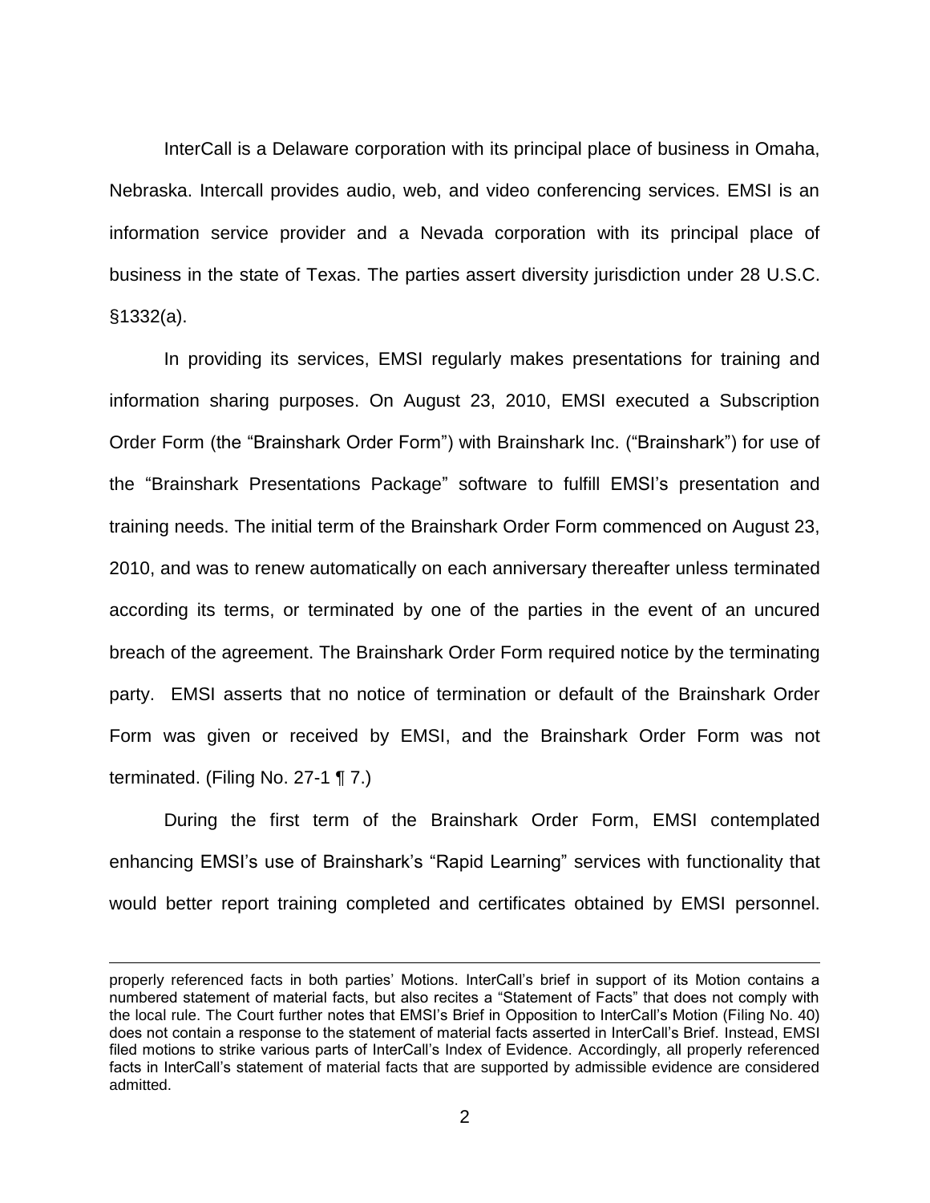InterCall is a Delaware corporation with its principal place of business in Omaha, Nebraska. Intercall provides audio, web, and video conferencing services. EMSI is an information service provider and a Nevada corporation with its principal place of business in the state of Texas. The parties assert diversity jurisdiction under 28 U.S.C. §1332(a).

In providing its services, EMSI regularly makes presentations for training and information sharing purposes. On August 23, 2010, EMSI executed a Subscription Order Form (the "Brainshark Order Form") with Brainshark Inc. ("Brainshark") for use of the "Brainshark Presentations Package" software to fulfill EMSI's presentation and training needs. The initial term of the Brainshark Order Form commenced on August 23, 2010, and was to renew automatically on each anniversary thereafter unless terminated according its terms, or terminated by one of the parties in the event of an uncured breach of the agreement. The Brainshark Order Form required notice by the terminating party. EMSI asserts that no notice of termination or default of the Brainshark Order Form was given or received by EMSI, and the Brainshark Order Form was not terminated. (Filing No. 27-1 ¶ 7.)

During the first term of the Brainshark Order Form, EMSI contemplated enhancing EMSI's use of Brainshark's "Rapid Learning" services with functionality that would better report training completed and certificates obtained by EMSI personnel.

---

properly referenced facts in both parties' Motions. InterCall's brief in support of its Motion contains a numbered statement of material facts, but also recites a "Statement of Facts" that does not comply with the local rule. The Court further notes that EMSI's Brief in Opposition to InterCall's Motion (Filing No. 40) does not contain a response to the statement of material facts asserted in InterCall's Brief. Instead, EMSI filed motions to strike various parts of InterCall's Index of Evidence. Accordingly, all properly referenced facts in InterCall's statement of material facts that are supported by admissible evidence are considered admitted.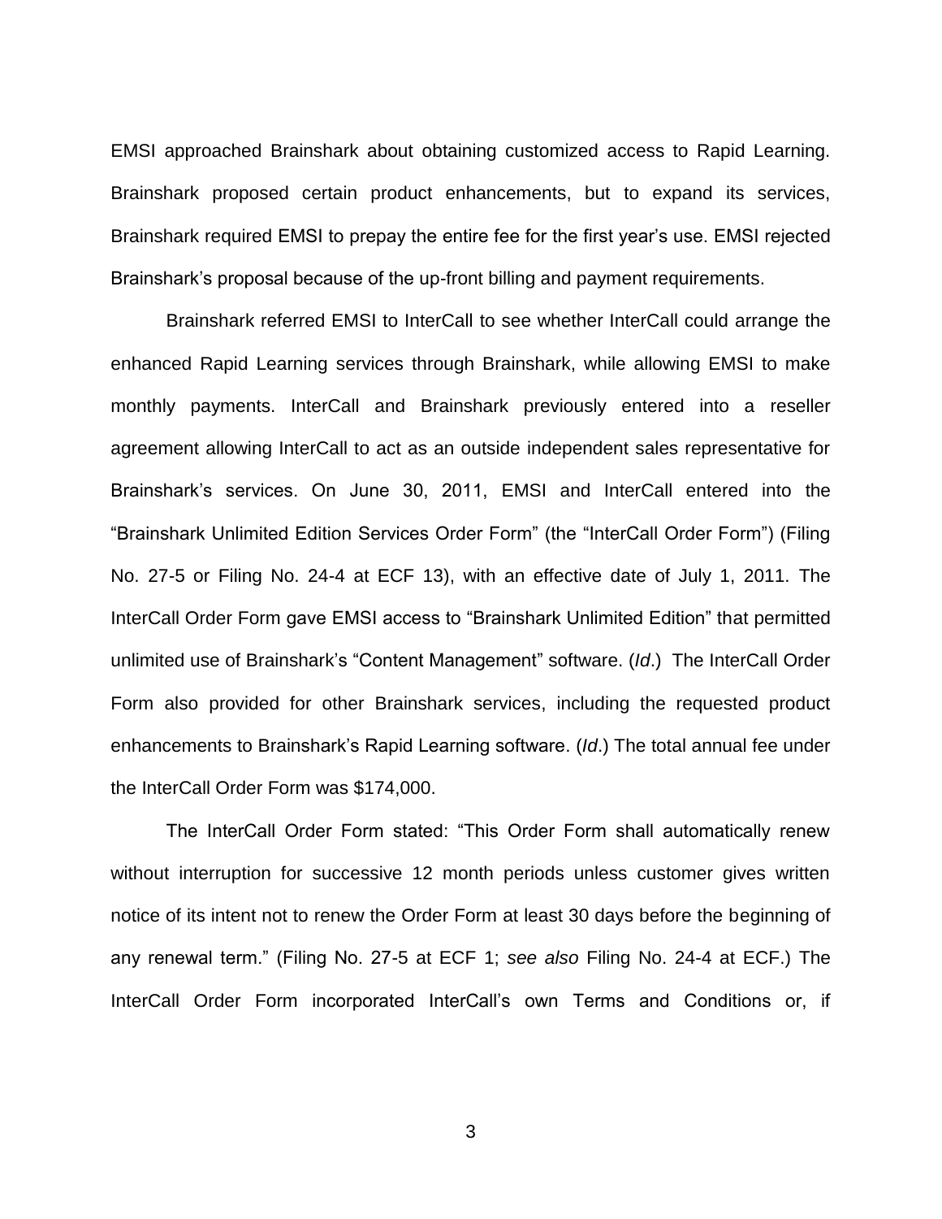EMSI approached Brainshark about obtaining customized access to Rapid Learning. Brainshark proposed certain product enhancements, but to expand its services, Brainshark required EMSI to prepay the entire fee for the first year's use. EMSI rejected Brainshark's proposal because of the up-front billing and payment requirements.

Brainshark referred EMSI to InterCall to see whether InterCall could arrange the enhanced Rapid Learning services through Brainshark, while allowing EMSI to make monthly payments. InterCall and Brainshark previously entered into a reseller agreement allowing InterCall to act as an outside independent sales representative for Brainshark's services. On June 30, 2011, EMSI and InterCall entered into the "Brainshark Unlimited Edition Services Order Form" (the "InterCall Order Form") (Filing No. 27-5 or Filing No. 24-4 at ECF 13), with an effective date of July 1, 2011. The InterCall Order Form gave EMSI access to "Brainshark Unlimited Edition" that permitted unlimited use of Brainshark's "Content Management" software. (*Id*.) The InterCall Order Form also provided for other Brainshark services, including the requested product enhancements to Brainshark's Rapid Learning software. (*Id*.) The total annual fee under the InterCall Order Form was $174,000.

The InterCall Order Form stated: "This Order Form shall automatically renew without interruption for successive 12 month periods unless customer gives written notice of its intent not to renew the Order Form at least 30 days before the beginning of any renewal term." (Filing No. 27-5 at ECF 1; *see also* Filing No. 24-4 at ECF.) The InterCall Order Form incorporated InterCall's own Terms and Conditions or, if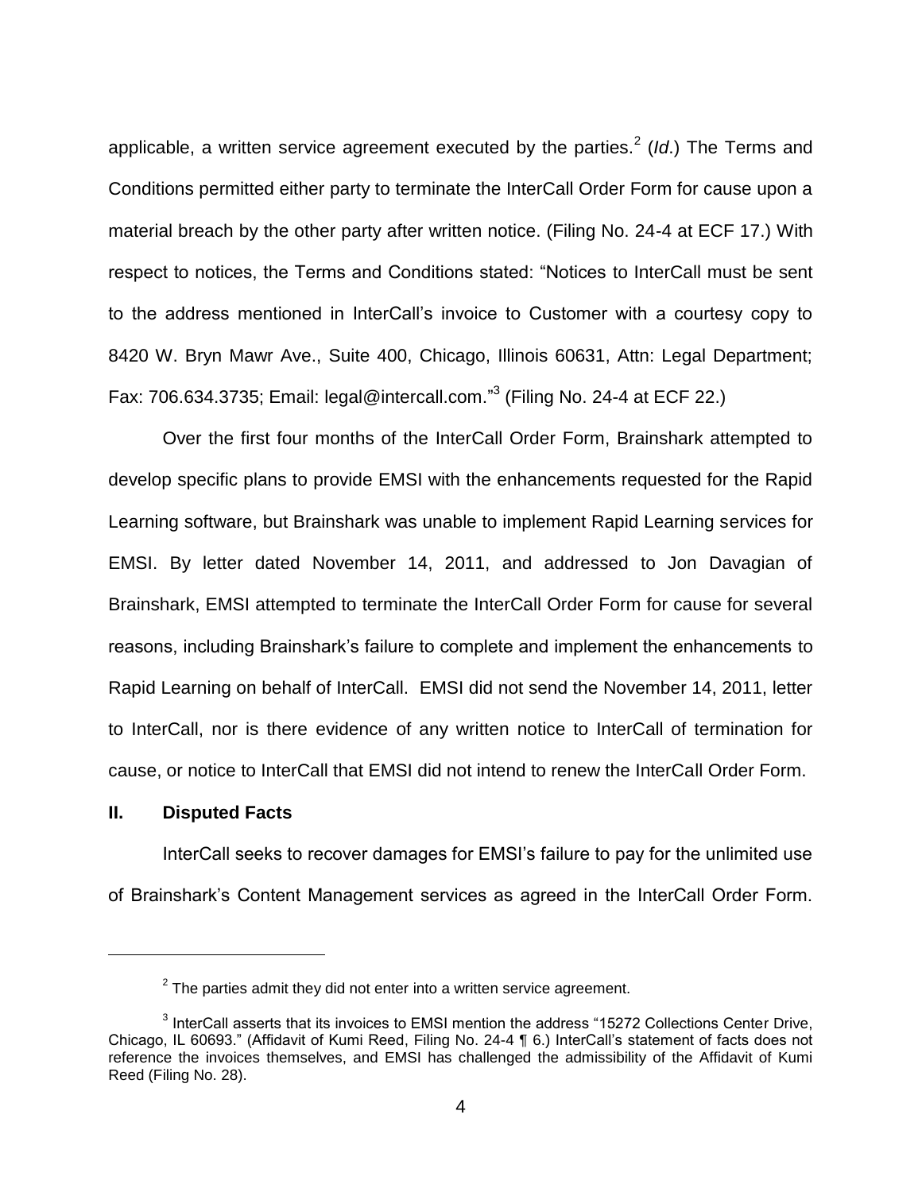applicable, a written service agreement executed by the parties.[2] (*Id.*) The Terms and Conditions permitted either party to terminate the InterCall Order Form for cause upon a material breach by the other party after written notice. (Filing No. 24-4 at ECF 17.) With respect to notices, the Terms and Conditions stated: "Notices to InterCall must be sent to the address mentioned in InterCall's invoice to Customer with a courtesy copy to 8420 W. Bryn Mawr Ave., Suite 400, Chicago, Illinois 60631, Attn: Legal Department; Fax: 706.634.3735; Email: legal@intercall.com."[3] (Filing No. 24-4 at ECF 22.)

Over the first four months of the InterCall Order Form, Brainshark attempted to develop specific plans to provide EMSI with the enhancements requested for the Rapid Learning software, but Brainshark was unable to implement Rapid Learning services for EMSI. By letter dated November 14, 2011, and addressed to Jon Davagian of Brainshark, EMSI attempted to terminate the InterCall Order Form for cause for several reasons, including Brainshark's failure to complete and implement the enhancements to Rapid Learning on behalf of InterCall. EMSI did not send the November 14, 2011, letter to InterCall, nor is there evidence of any written notice to InterCall of termination for cause, or notice to InterCall that EMSI did not intend to renew the InterCall Order Form.

## II. Disputed Facts

InterCall seeks to recover damages for EMSI's failure to pay for the unlimited use of Brainshark's Content Management services as agreed in the InterCall Order Form.

---

[2] The parties admit they did not enter into a written service agreement.

[3] InterCall asserts that its invoices to EMSI mention the address "15272 Collections Center Drive, Chicago, IL 60693." (Affidavit of Kumi Reed, Filing No. 24-4 ¶ 6.) InterCall's statement of facts does not reference the invoices themselves, and EMSI has challenged the admissibility of the Affidavit of Kumi Reed (Filing No. 28).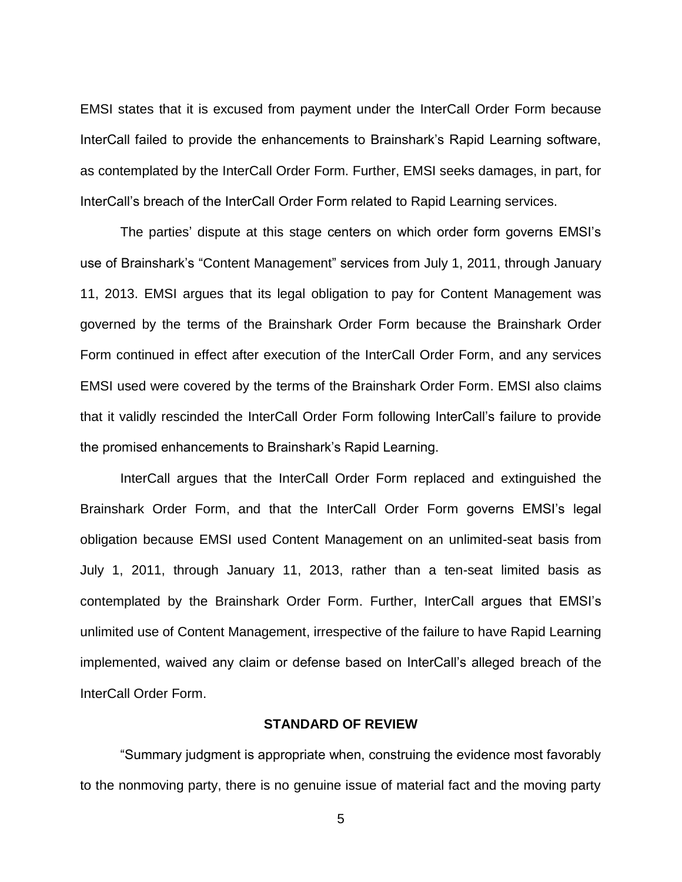EMSI states that it is excused from payment under the InterCall Order Form because InterCall failed to provide the enhancements to Brainshark's Rapid Learning software, as contemplated by the InterCall Order Form. Further, EMSI seeks damages, in part, for InterCall's breach of the InterCall Order Form related to Rapid Learning services.

The parties' dispute at this stage centers on which order form governs EMSI's use of Brainshark's "Content Management" services from July 1, 2011, through January 11, 2013. EMSI argues that its legal obligation to pay for Content Management was governed by the terms of the Brainshark Order Form because the Brainshark Order Form continued in effect after execution of the InterCall Order Form, and any services EMSI used were covered by the terms of the Brainshark Order Form. EMSI also claims that it validly rescinded the InterCall Order Form following InterCall's failure to provide the promised enhancements to Brainshark's Rapid Learning.

InterCall argues that the InterCall Order Form replaced and extinguished the Brainshark Order Form, and that the InterCall Order Form governs EMSI's legal obligation because EMSI used Content Management on an unlimited-seat basis from July 1, 2011, through January 11, 2013, rather than a ten-seat limited basis as contemplated by the Brainshark Order Form. Further, InterCall argues that EMSI's unlimited use of Content Management, irrespective of the failure to have Rapid Learning implemented, waived any claim or defense based on InterCall's alleged breach of the InterCall Order Form.

## STANDARD OF REVIEW

"Summary judgment is appropriate when, construing the evidence most favorably to the nonmoving party, there is no genuine issue of material fact and the moving party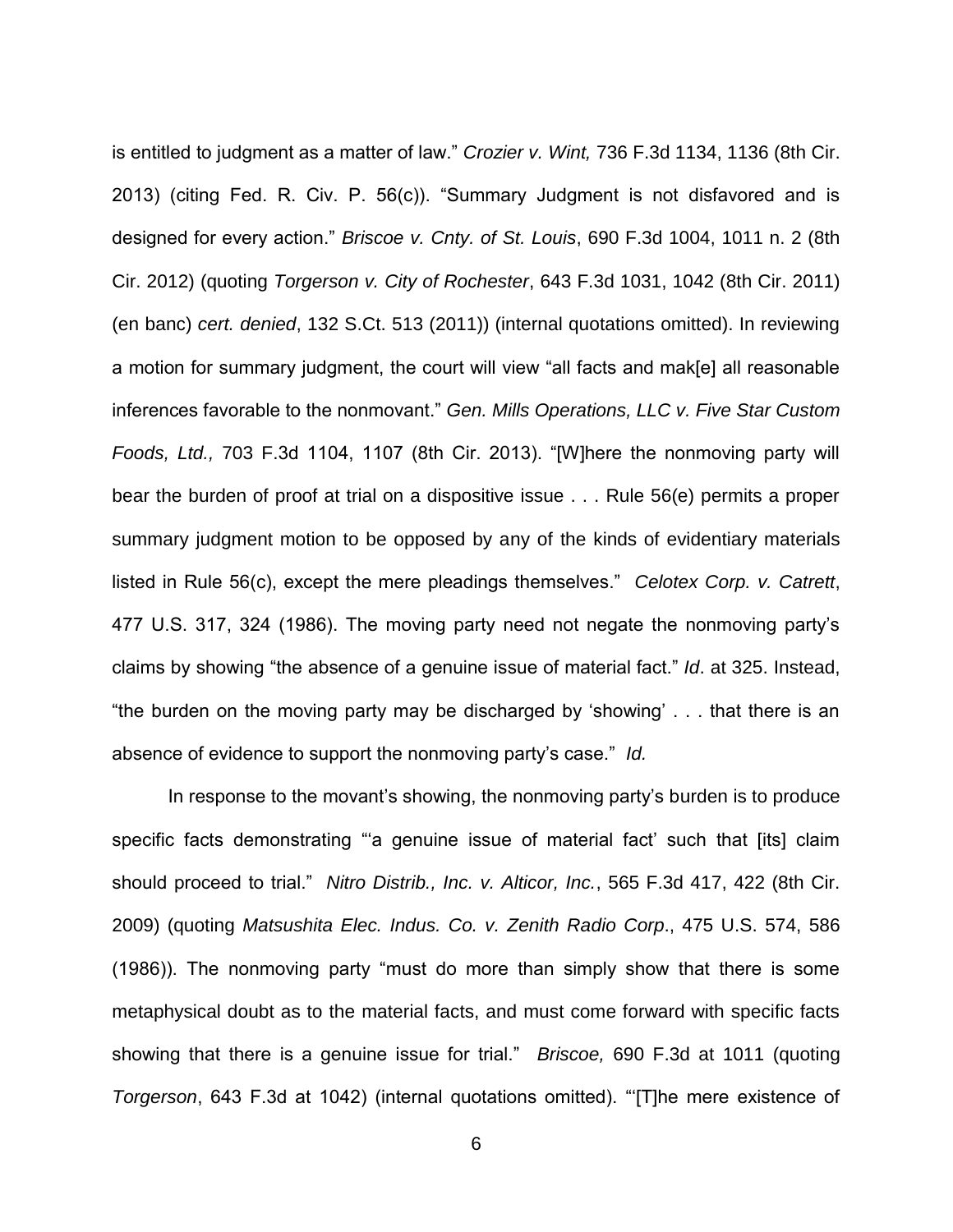is entitled to judgment as a matter of law." *Crozier v. Wint,* 736 F.3d 1134, 1136 (8th Cir. 2013) (citing Fed. R. Civ. P. 56(c)). "Summary Judgment is not disfavored and is designed for every action." *Briscoe v. Cnty. of St. Louis*, 690 F.3d 1004, 1011 n. 2 (8th Cir. 2012) (quoting *Torgerson v. City of Rochester*, 643 F.3d 1031, 1042 (8th Cir. 2011) (en banc) *cert. denied*, 132 S.Ct. 513 (2011)) (internal quotations omitted). In reviewing a motion for summary judgment, the court will view "all facts and mak[e] all reasonable inferences favorable to the nonmovant." *Gen. Mills Operations, LLC v. Five Star Custom Foods, Ltd.,* 703 F.3d 1104, 1107 (8th Cir. 2013). "[W]here the nonmoving party will bear the burden of proof at trial on a dispositive issue . . . Rule 56(e) permits a proper summary judgment motion to be opposed by any of the kinds of evidentiary materials listed in Rule 56(c), except the mere pleadings themselves." *Celotex Corp. v. Catrett*, 477 U.S. 317, 324 (1986). The moving party need not negate the nonmoving party's claims by showing "the absence of a genuine issue of material fact." *Id*. at 325. Instead, "the burden on the moving party may be discharged by 'showing' . . . that there is an absence of evidence to support the nonmoving party's case." *Id.*

In response to the movant's showing, the nonmoving party's burden is to produce specific facts demonstrating "'a genuine issue of material fact' such that [its] claim should proceed to trial." *Nitro Distrib., Inc. v. Alticor, Inc.*, 565 F.3d 417, 422 (8th Cir. 2009) (quoting *Matsushita Elec. Indus. Co. v. Zenith Radio Corp*., 475 U.S. 574, 586 (1986)). The nonmoving party "must do more than simply show that there is some metaphysical doubt as to the material facts, and must come forward with specific facts showing that there is a genuine issue for trial." *Briscoe,* 690 F.3d at 1011 (quoting *Torgerson*, 643 F.3d at 1042) (internal quotations omitted). "'[T]he mere existence of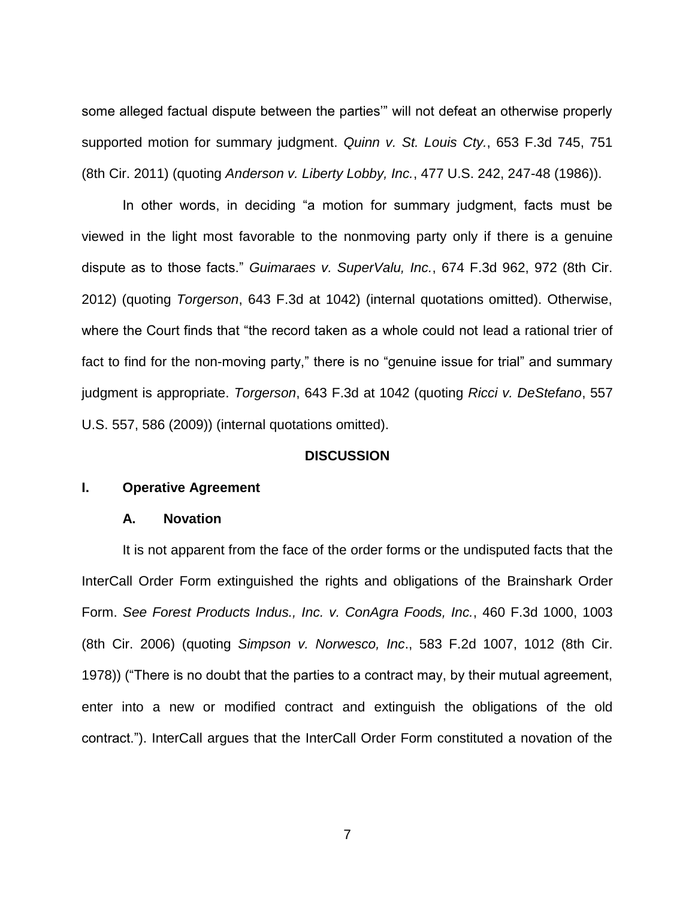some alleged factual dispute between the parties'" will not defeat an otherwise properly supported motion for summary judgment. *Quinn v. St. Louis Cty.*, 653 F.3d 745, 751 (8th Cir. 2011) (quoting *Anderson v. Liberty Lobby, Inc.*, 477 U.S. 242, 247-48 (1986)).

In other words, in deciding "a motion for summary judgment, facts must be viewed in the light most favorable to the nonmoving party only if there is a genuine dispute as to those facts." *Guimaraes v. SuperValu, Inc.*, 674 F.3d 962, 972 (8th Cir. 2012) (quoting *Torgerson*, 643 F.3d at 1042) (internal quotations omitted). Otherwise, where the Court finds that "the record taken as a whole could not lead a rational trier of fact to find for the non-moving party," there is no "genuine issue for trial" and summary judgment is appropriate. *Torgerson*, 643 F.3d at 1042 (quoting *Ricci v. DeStefano*, 557 U.S. 557, 586 (2009)) (internal quotations omitted).

## DISCUSSION

### I. Operative Agreement

#### A. Novation

It is not apparent from the face of the order forms or the undisputed facts that the InterCall Order Form extinguished the rights and obligations of the Brainshark Order Form. *See Forest Products Indus., Inc. v. ConAgra Foods, Inc.*, 460 F.3d 1000, 1003 (8th Cir. 2006) (quoting *Simpson v. Norwesco, Inc*., 583 F.2d 1007, 1012 (8th Cir. 1978)) ("There is no doubt that the parties to a contract may, by their mutual agreement, enter into a new or modified contract and extinguish the obligations of the old contract."). InterCall argues that the InterCall Order Form constituted a novation of the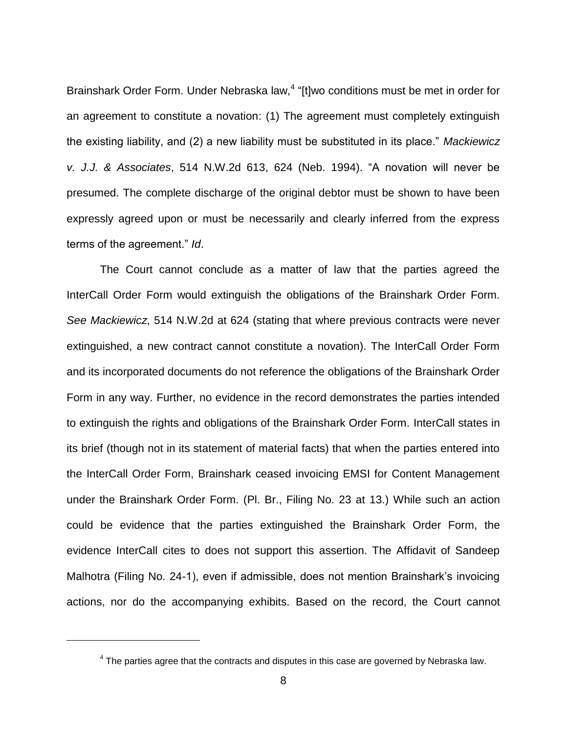Brainshark Order Form. Under Nebraska law,[4] "[t]wo conditions must be met in order for an agreement to constitute a novation: (1) The agreement must completely extinguish the existing liability, and (2) a new liability must be substituted in its place." *Mackiewicz v. J.J. & Associates*, 514 N.W.2d 613, 624 (Neb. 1994). "A novation will never be presumed. The complete discharge of the original debtor must be shown to have been expressly agreed upon or must be necessarily and clearly inferred from the express terms of the agreement." *Id*.

The Court cannot conclude as a matter of law that the parties agreed the InterCall Order Form would extinguish the obligations of the Brainshark Order Form. *See Mackiewicz*, 514 N.W.2d at 624 (stating that where previous contracts were never extinguished, a new contract cannot constitute a novation). The InterCall Order Form and its incorporated documents do not reference the obligations of the Brainshark Order Form in any way. Further, no evidence in the record demonstrates the parties intended to extinguish the rights and obligations of the Brainshark Order Form. InterCall states in its brief (though not in its statement of material facts) that when the parties entered into the InterCall Order Form, Brainshark ceased invoicing EMSI for Content Management under the Brainshark Order Form. (Pl. Br., Filing No. 23 at 13.) While such an action could be evidence that the parties extinguished the Brainshark Order Form, the evidence InterCall cites to does not support this assertion. The Affidavit of Sandeep Malhotra (Filing No. 24-1), even if admissible, does not mention Brainshark's invoicing actions, nor do the accompanying exhibits. Based on the record, the Court cannot

---

[4] The parties agree that the contracts and disputes in this case are governed by Nebraska law.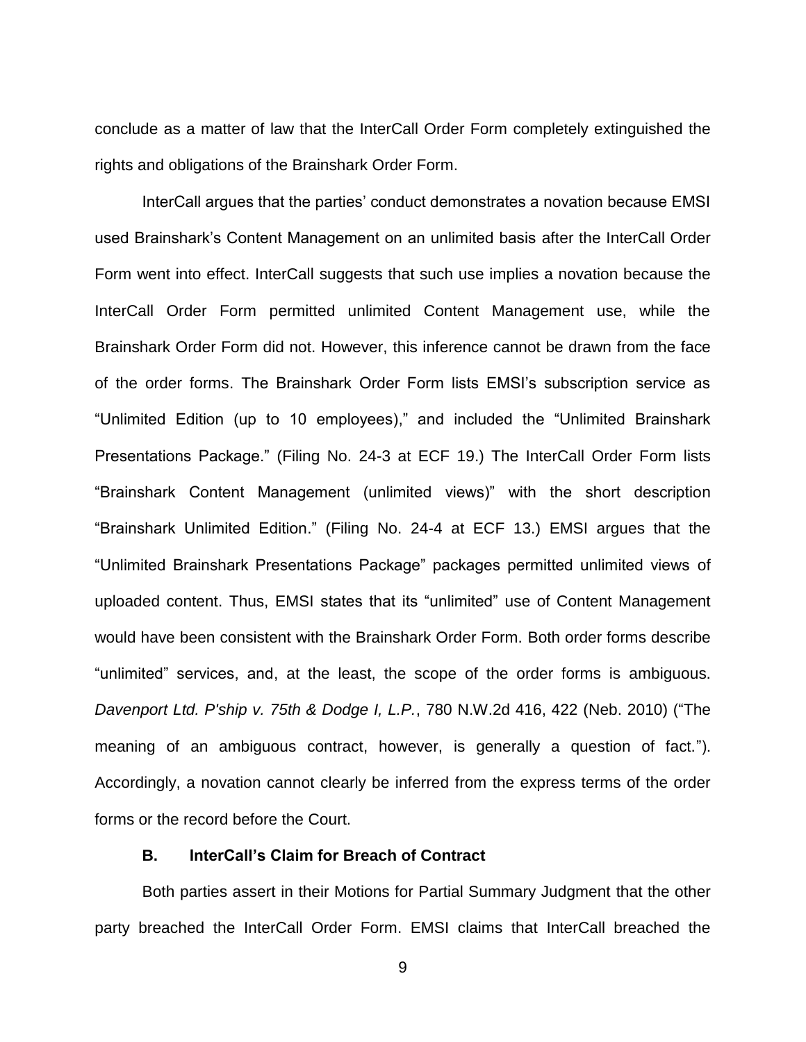conclude as a matter of law that the InterCall Order Form completely extinguished the rights and obligations of the Brainshark Order Form.

InterCall argues that the parties' conduct demonstrates a novation because EMSI used Brainshark's Content Management on an unlimited basis after the InterCall Order Form went into effect. InterCall suggests that such use implies a novation because the InterCall Order Form permitted unlimited Content Management use, while the Brainshark Order Form did not. However, this inference cannot be drawn from the face of the order forms. The Brainshark Order Form lists EMSI's subscription service as "Unlimited Edition (up to 10 employees)," and included the "Unlimited Brainshark Presentations Package." (Filing No. 24-3 at ECF 19.) The InterCall Order Form lists "Brainshark Content Management (unlimited views)" with the short description "Brainshark Unlimited Edition." (Filing No. 24-4 at ECF 13.) EMSI argues that the "Unlimited Brainshark Presentations Package" packages permitted unlimited views of uploaded content. Thus, EMSI states that its "unlimited" use of Content Management would have been consistent with the Brainshark Order Form. Both order forms describe "unlimited" services, and, at the least, the scope of the order forms is ambiguous. *Davenport Ltd. P'ship v. 75th & Dodge I, L.P.*, 780 N.W.2d 416, 422 (Neb. 2010) ("The meaning of an ambiguous contract, however, is generally a question of fact."). Accordingly, a novation cannot clearly be inferred from the express terms of the order forms or the record before the Court.

### B. InterCall's Claim for Breach of Contract

Both parties assert in their Motions for Partial Summary Judgment that the other party breached the InterCall Order Form. EMSI claims that InterCall breached the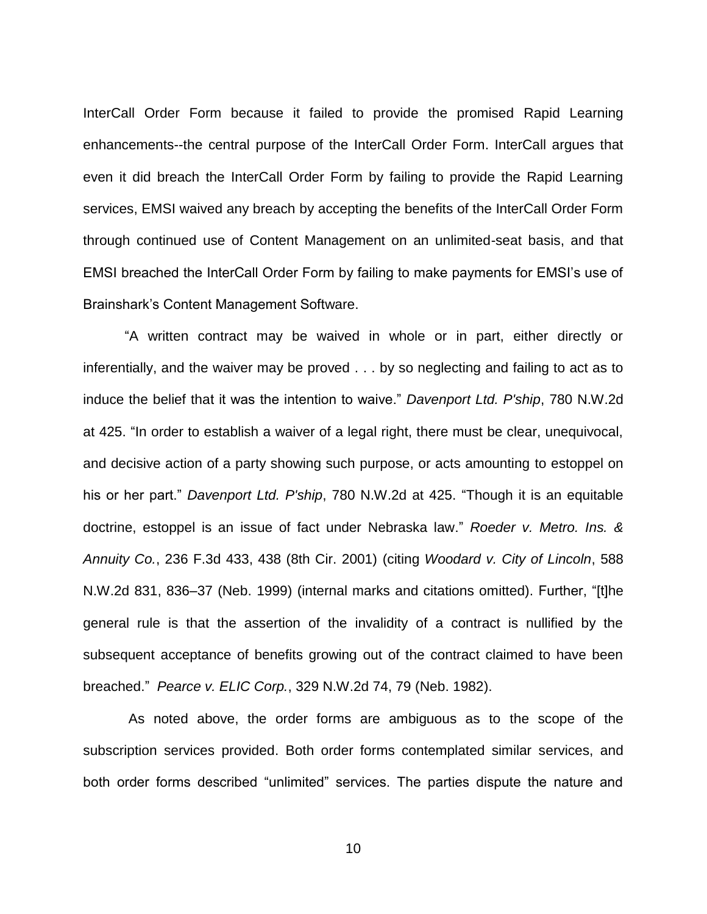InterCall Order Form because it failed to provide the promised Rapid Learning enhancements--the central purpose of the InterCall Order Form. InterCall argues that even it did breach the InterCall Order Form by failing to provide the Rapid Learning services, EMSI waived any breach by accepting the benefits of the InterCall Order Form through continued use of Content Management on an unlimited-seat basis, and that EMSI breached the InterCall Order Form by failing to make payments for EMSI's use of Brainshark's Content Management Software.

"A written contract may be waived in whole or in part, either directly or inferentially, and the waiver may be proved . . . by so neglecting and failing to act as to induce the belief that it was the intention to waive." *Davenport Ltd. P'ship*, 780 N.W.2d at 425. "In order to establish a waiver of a legal right, there must be clear, unequivocal, and decisive action of a party showing such purpose, or acts amounting to estoppel on his or her part." *Davenport Ltd. P'ship*, 780 N.W.2d at 425. "Though it is an equitable doctrine, estoppel is an issue of fact under Nebraska law." *Roeder v. Metro. Ins. & Annuity Co.*, 236 F.3d 433, 438 (8th Cir. 2001) (citing *Woodard v. City of Lincoln*, 588 N.W.2d 831, 836–37 (Neb. 1999) (internal marks and citations omitted). Further, "[t]he general rule is that the assertion of the invalidity of a contract is nullified by the subsequent acceptance of benefits growing out of the contract claimed to have been breached." *Pearce v. ELIC Corp.*, 329 N.W.2d 74, 79 (Neb. 1982).

As noted above, the order forms are ambiguous as to the scope of the subscription services provided. Both order forms contemplated similar services, and both order forms described "unlimited" services. The parties dispute the nature and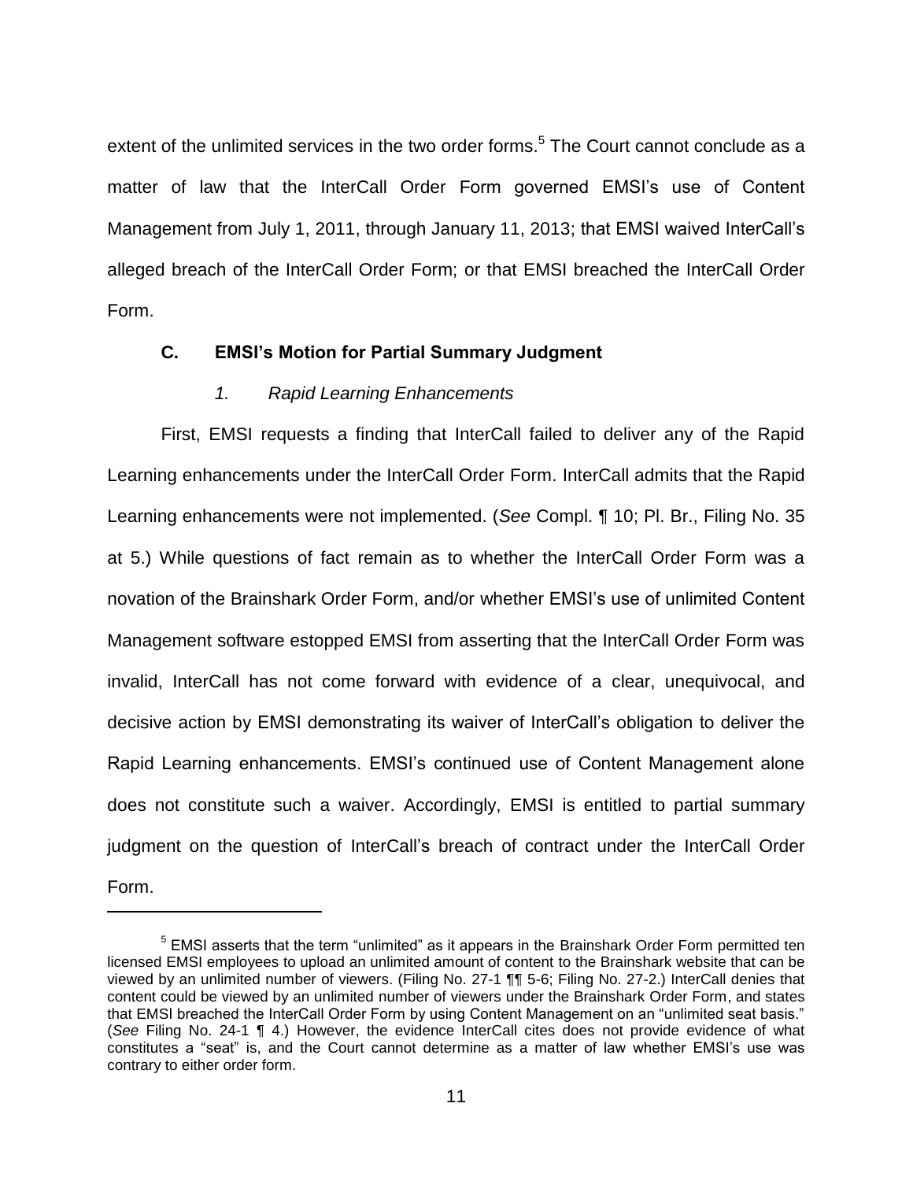extent of the unlimited services in the two order forms.[5] The Court cannot conclude as a matter of law that the InterCall Order Form governed EMSI's use of Content Management from July 1, 2011, through January 11, 2013; that EMSI waived InterCall's alleged breach of the InterCall Order Form; or that EMSI breached the InterCall Order Form.

### C. EMSI's Motion for Partial Summary Judgment

#### *1. Rapid Learning Enhancements*

First, EMSI requests a finding that InterCall failed to deliver any of the Rapid Learning enhancements under the InterCall Order Form. InterCall admits that the Rapid Learning enhancements were not implemented. (*See* Compl. ¶ 10; Pl. Br., Filing No. 35 at 5.) While questions of fact remain as to whether the InterCall Order Form was a novation of the Brainshark Order Form, and/or whether EMSI's use of unlimited Content Management software estopped EMSI from asserting that the InterCall Order Form was invalid, InterCall has not come forward with evidence of a clear, unequivocal, and decisive action by EMSI demonstrating its waiver of InterCall's obligation to deliver the Rapid Learning enhancements. EMSI's continued use of Content Management alone does not constitute such a waiver. Accordingly, EMSI is entitled to partial summary judgment on the question of InterCall's breach of contract under the InterCall Order Form.

---

[5] EMSI asserts that the term "unlimited" as it appears in the Brainshark Order Form permitted ten licensed EMSI employees to upload an unlimited amount of content to the Brainshark website that can be viewed by an unlimited number of viewers. (Filing No. 27-1 ¶¶ 5-6; Filing No. 27-2.) InterCall denies that content could be viewed by an unlimited number of viewers under the Brainshark Order Form, and states that EMSI breached the InterCall Order Form by using Content Management on an "unlimited seat basis." (*See* Filing No. 24-1 ¶ 4.) However, the evidence InterCall cites does not provide evidence of what constitutes a "seat" is, and the Court cannot determine as a matter of law whether EMSI's use was contrary to either order form.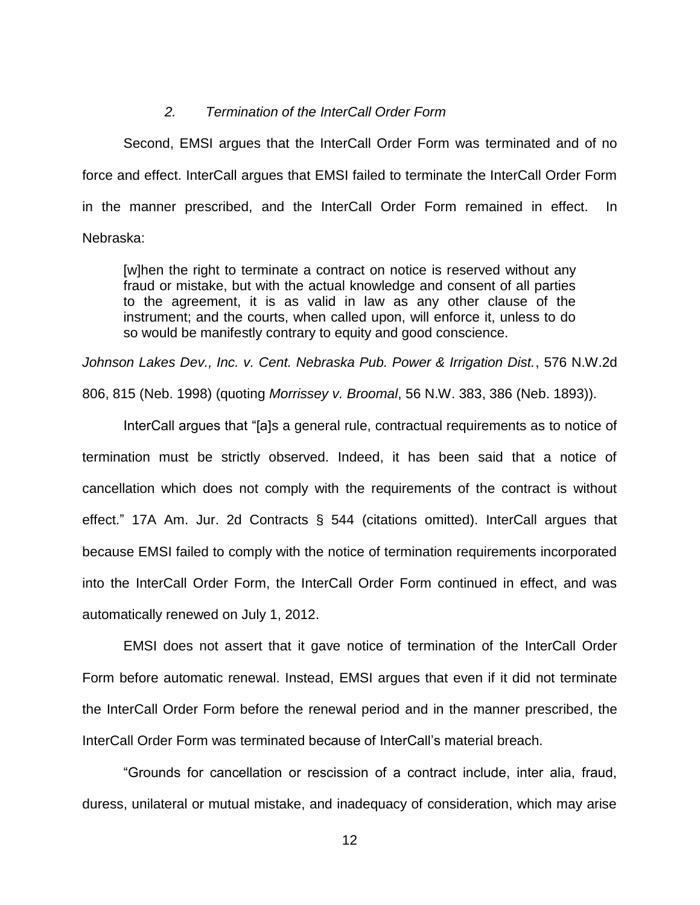### *2. Termination of the InterCall Order Form*

Second, EMSI argues that the InterCall Order Form was terminated and of no force and effect. InterCall argues that EMSI failed to terminate the InterCall Order Form in the manner prescribed, and the InterCall Order Form remained in effect. In Nebraska:

> [w]hen the right to terminate a contract on notice is reserved without any fraud or mistake, but with the actual knowledge and consent of all parties to the agreement, it is as valid in law as any other clause of the instrument; and the courts, when called upon, will enforce it, unless to do so would be manifestly contrary to equity and good conscience.

*Johnson Lakes Dev., Inc. v. Cent. Nebraska Pub. Power & Irrigation Dist.*, 576 N.W.2d 806, 815 (Neb. 1998) (quoting *Morrissey v. Broomal*, 56 N.W. 383, 386 (Neb. 1893)).

InterCall argues that "[a]s a general rule, contractual requirements as to notice of termination must be strictly observed. Indeed, it has been said that a notice of cancellation which does not comply with the requirements of the contract is without effect." 17A Am. Jur. 2d Contracts § 544 (citations omitted). InterCall argues that because EMSI failed to comply with the notice of termination requirements incorporated into the InterCall Order Form, the InterCall Order Form continued in effect, and was automatically renewed on July 1, 2012.

EMSI does not assert that it gave notice of termination of the InterCall Order Form before automatic renewal. Instead, EMSI argues that even if it did not terminate the InterCall Order Form before the renewal period and in the manner prescribed, the InterCall Order Form was terminated because of InterCall's material breach.

"Grounds for cancellation or rescission of a contract include, inter alia, fraud, duress, unilateral or mutual mistake, and inadequacy of consideration, which may arise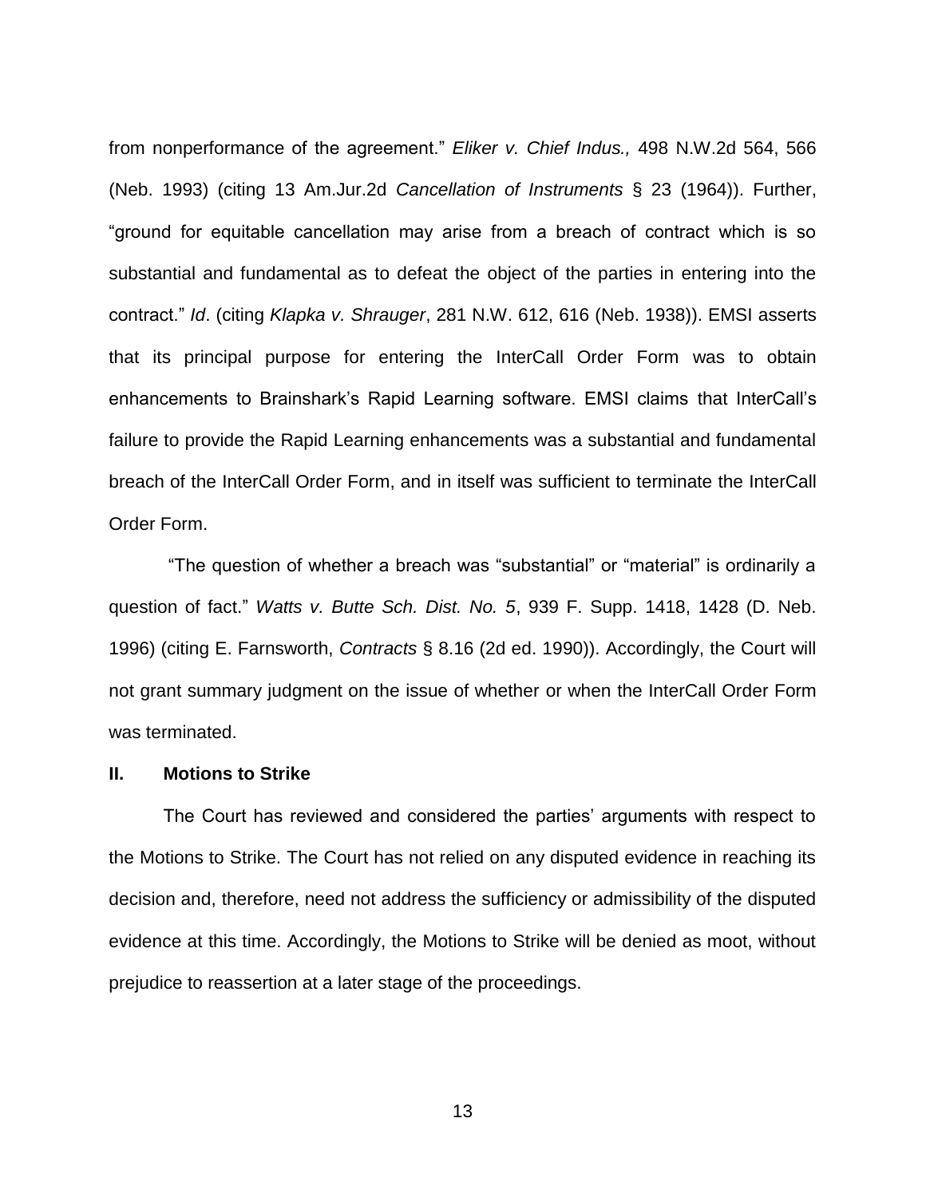from nonperformance of the agreement." *Eliker v. Chief Indus.,* 498 N.W.2d 564, 566 (Neb. 1993) (citing 13 Am.Jur.2d *Cancellation of Instruments* § 23 (1964)). Further, "ground for equitable cancellation may arise from a breach of contract which is so substantial and fundamental as to defeat the object of the parties in entering into the contract." *Id*. (citing *Klapka v. Shrauger*, 281 N.W. 612, 616 (Neb. 1938)). EMSI asserts that its principal purpose for entering the InterCall Order Form was to obtain enhancements to Brainshark's Rapid Learning software. EMSI claims that InterCall's failure to provide the Rapid Learning enhancements was a substantial and fundamental breach of the InterCall Order Form, and in itself was sufficient to terminate the InterCall Order Form.

"The question of whether a breach was "substantial" or "material" is ordinarily a question of fact." *Watts v. Butte Sch. Dist. No. 5*, 939 F. Supp. 1418, 1428 (D. Neb. 1996) (citing E. Farnsworth, *Contracts* § 8.16 (2d ed. 1990)). Accordingly, the Court will not grant summary judgment on the issue of whether or when the InterCall Order Form was terminated.

## II. Motions to Strike

The Court has reviewed and considered the parties' arguments with respect to the Motions to Strike. The Court has not relied on any disputed evidence in reaching its decision and, therefore, need not address the sufficiency or admissibility of the disputed evidence at this time. Accordingly, the Motions to Strike will be denied as moot, without prejudice to reassertion at a later stage of the proceedings.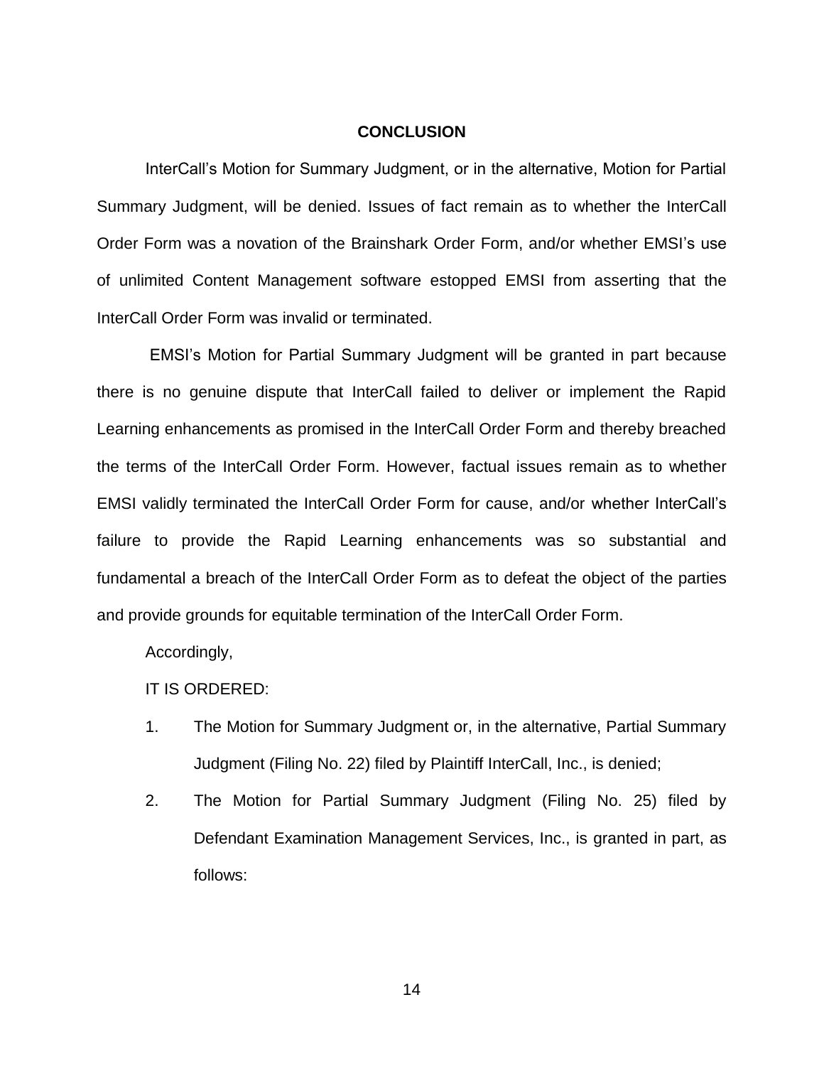## CONCLUSION

InterCall's Motion for Summary Judgment, or in the alternative, Motion for Partial Summary Judgment, will be denied. Issues of fact remain as to whether the InterCall Order Form was a novation of the Brainshark Order Form, and/or whether EMSI's use of unlimited Content Management software estopped EMSI from asserting that the InterCall Order Form was invalid or terminated.

EMSI's Motion for Partial Summary Judgment will be granted in part because there is no genuine dispute that InterCall failed to deliver or implement the Rapid Learning enhancements as promised in the InterCall Order Form and thereby breached the terms of the InterCall Order Form. However, factual issues remain as to whether EMSI validly terminated the InterCall Order Form for cause, and/or whether InterCall's failure to provide the Rapid Learning enhancements was so substantial and fundamental a breach of the InterCall Order Form as to defeat the object of the parties and provide grounds for equitable termination of the InterCall Order Form.

Accordingly,

IT IS ORDERED:

1. The Motion for Summary Judgment or, in the alternative, Partial Summary Judgment (Filing No. 22) filed by Plaintiff InterCall, Inc., is denied;
2. The Motion for Partial Summary Judgment (Filing No. 25) filed by Defendant Examination Management Services, Inc., is granted in part, as follows: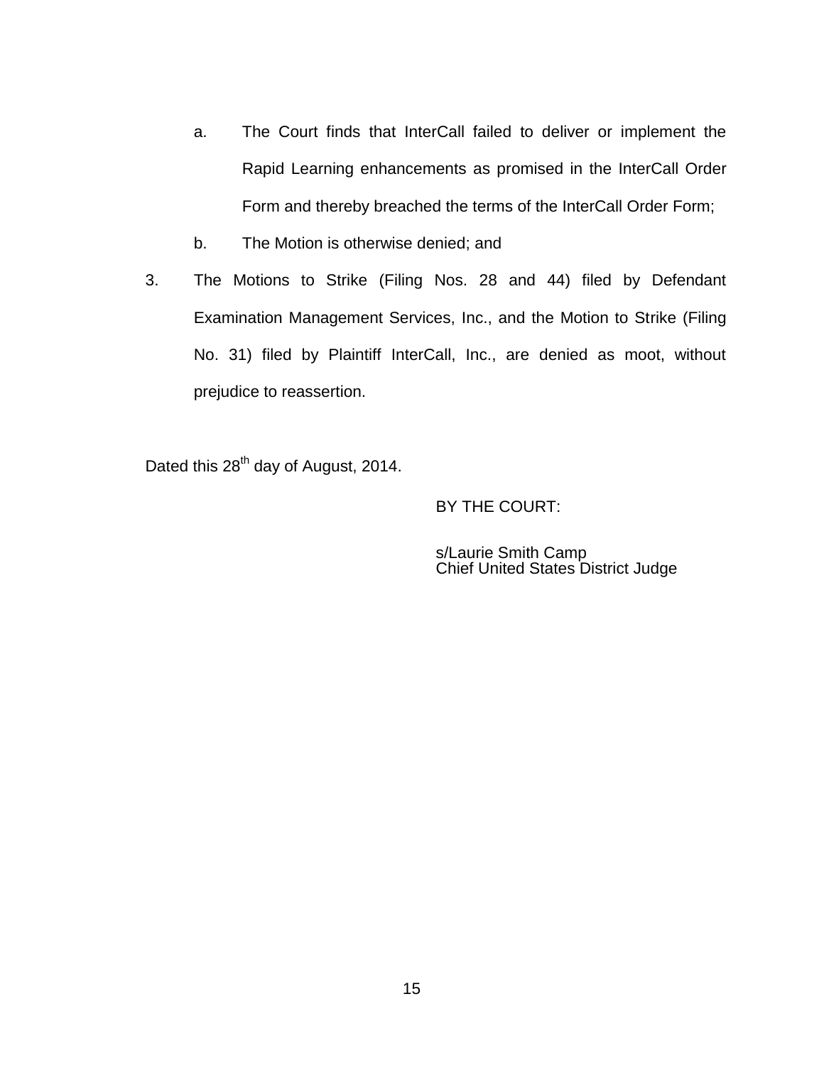a. The Court finds that InterCall failed to deliver or implement the Rapid Learning enhancements as promised in the InterCall Order Form and thereby breached the terms of the InterCall Order Form;

   b. The Motion is otherwise denied; and

3. The Motions to Strike (Filing Nos. 28 and 44) filed by Defendant Examination Management Services, Inc., and the Motion to Strike (Filing No. 31) filed by Plaintiff InterCall, Inc., are denied as moot, without prejudice to reassertion.

Dated this 28th day of August, 2014.

BY THE COURT:

s/Laurie Smith Camp
Chief United States District Judge